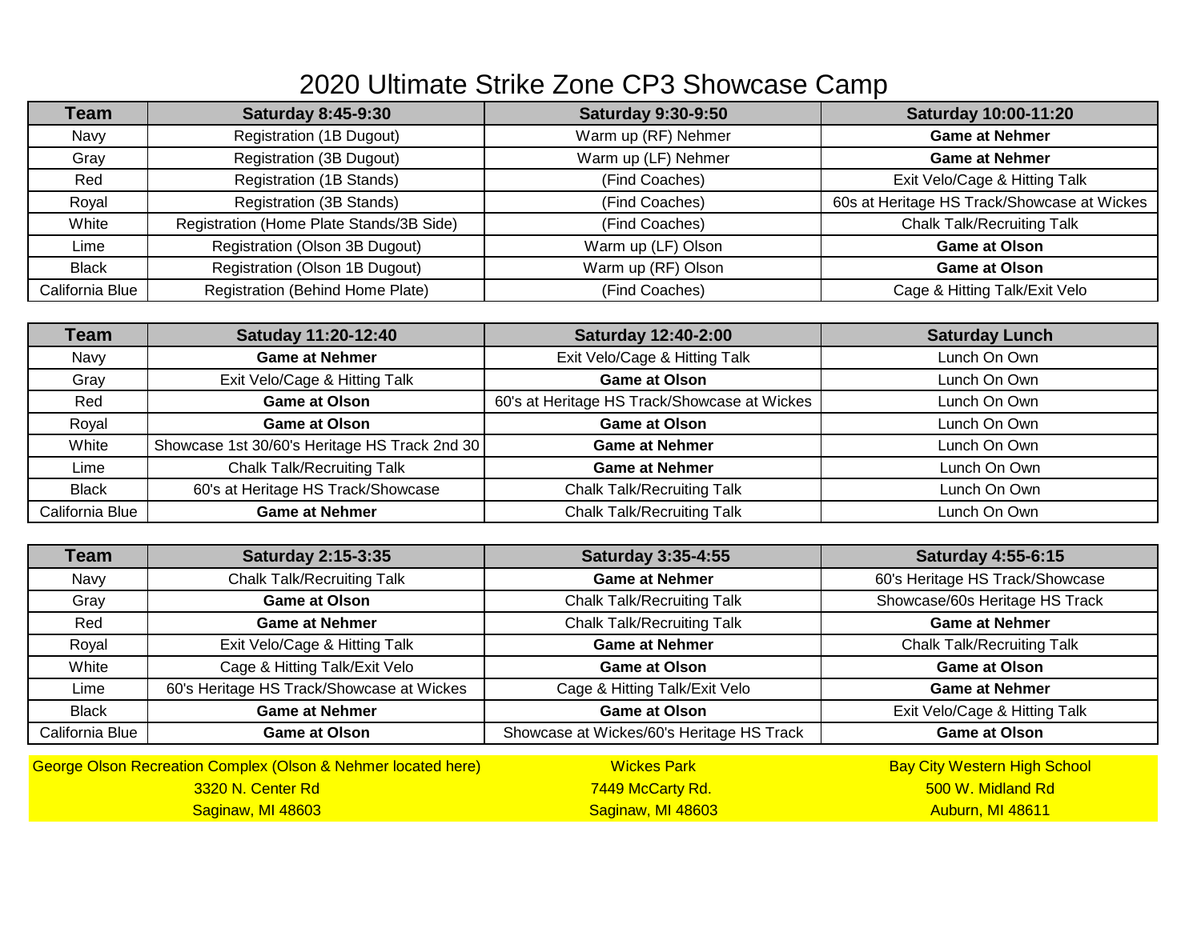# 2020 Ultimate Strike Zone CP3 Showcase Camp

| Team | Saturday 8:45-9:30 | Saturday 9:30-9:50 | Saturday 10:00-11:20 |
|---|---|---|---|
| Navy | Registration (1B Dugout) | Warm up (RF) Nehmer | **Game at Nehmer** |
| Gray | Registration (3B Dugout) | Warm up (LF) Nehmer | **Game at Nehmer** |
| Red | Registration (1B Stands) | (Find Coaches) | Exit Velo/Cage & Hitting Talk |
| Royal | Registration (3B Stands) | (Find Coaches) | 60s at Heritage HS Track/Showcase at Wickes |
| White | Registration (Home Plate Stands/3B Side) | (Find Coaches) | Chalk Talk/Recruiting Talk |
| Lime | Registration (Olson 3B Dugout) | Warm up (LF) Olson | **Game at Olson** |
| Black | Registration (Olson 1B Dugout) | Warm up (RF) Olson | **Game at Olson** |
| California Blue | Registration (Behind Home Plate) | (Find Coaches) | Cage & Hitting Talk/Exit Velo |

| Team | Satuday 11:20-12:40 | Saturday 12:40-2:00 | Saturday Lunch |
|---|---|---|---|
| Navy | **Game at Nehmer** | Exit Velo/Cage & Hitting Talk | Lunch On Own |
| Gray | Exit Velo/Cage & Hitting Talk | **Game at Olson** | Lunch On Own |
| Red | **Game at Olson** | 60's at Heritage HS Track/Showcase at Wickes | Lunch On Own |
| Royal | **Game at Olson** | **Game at Olson** | Lunch On Own |
| White | Showcase 1st 30/60's Heritage HS Track 2nd 30 | **Game at Nehmer** | Lunch On Own |
| Lime | Chalk Talk/Recruiting Talk | **Game at Nehmer** | Lunch On Own |
| Black | 60's at Heritage HS Track/Showcase | Chalk Talk/Recruiting Talk | Lunch On Own |
| California Blue | **Game at Nehmer** | Chalk Talk/Recruiting Talk | Lunch On Own |

| Team | Saturday 2:15-3:35 | Saturday 3:35-4:55 | Saturday 4:55-6:15 |
|---|---|---|---|
| Navy | Chalk Talk/Recruiting Talk | **Game at Nehmer** | 60's Heritage HS Track/Showcase |
| Gray | **Game at Olson** | Chalk Talk/Recruiting Talk | Showcase/60s Heritage HS Track |
| Red | **Game at Nehmer** | Chalk Talk/Recruiting Talk | **Game at Nehmer** |
| Royal | Exit Velo/Cage & Hitting Talk | **Game at Nehmer** | Chalk Talk/Recruiting Talk |
| White | Cage & Hitting Talk/Exit Velo | **Game at Olson** | **Game at Olson** |
| Lime | 60's Heritage HS Track/Showcase at Wickes | Cage & Hitting Talk/Exit Velo | **Game at Nehmer** |
| Black | **Game at Nehmer** | **Game at Olson** | Exit Velo/Cage & Hitting Talk |
| California Blue | **Game at Olson** | Showcase at Wickes/60's Heritage HS Track | **Game at Olson** |

| George Olson Recreation Complex (Olson & Nehmer located here) | Wickes Park | Bay City Western High School |
|---|---|---|
| 3320 N. Center Rd | 7449 McCarty Rd. | 500 W. Midland Rd |
| Saginaw, MI 48603 | Saginaw, MI 48603 | Auburn, MI 48611 |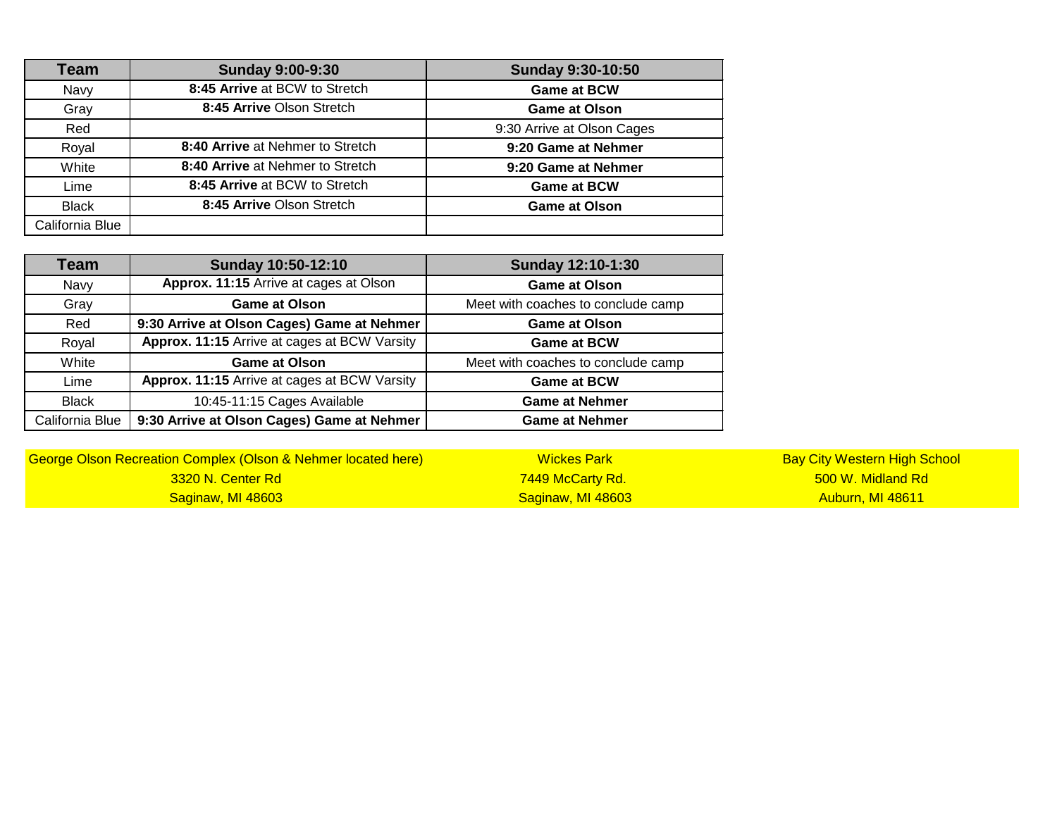| Team | Sunday 9:00-9:30 | Sunday 9:30-10:50 |
|---|---|---|
| Navy | **8:45 Arrive** at BCW to Stretch | **Game at BCW** |
| Gray | **8:45 Arrive** Olson Stretch | **Game at Olson** |
| Red | | 9:30 Arrive at Olson Cages |
| Royal | **8:40 Arrive** at Nehmer to Stretch | **9:20 Game at Nehmer** |
| White | **8:40 Arrive** at Nehmer to Stretch | **9:20 Game at Nehmer** |
| Lime | **8:45 Arrive** at BCW to Stretch | **Game at BCW** |
| Black | **8:45 Arrive** Olson Stretch | **Game at Olson** |
| California Blue | | |

| Team | Sunday 10:50-12:10 | Sunday 12:10-1:30 |
|---|---|---|
| Navy | **Approx. 11:15** Arrive at cages at Olson | **Game at Olson** |
| Gray | **Game at Olson** | Meet with coaches to conclude camp |
| Red | **9:30 Arrive at Olson Cages) Game at Nehmer** | **Game at Olson** |
| Royal | **Approx. 11:15** Arrive at cages at BCW Varsity | **Game at BCW** |
| White | **Game at Olson** | Meet with coaches to conclude camp |
| Lime | **Approx. 11:15** Arrive at cages at BCW Varsity | **Game at BCW** |
| Black | 10:45-11:15 Cages Available | **Game at Nehmer** |
| California Blue | **9:30 Arrive at Olson Cages) Game at Nehmer** | **Game at Nehmer** |

| | | |
|---|---|---|
| George Olson Recreation Complex (Olson & Nehmer located here) | Wickes Park | Bay City Western High School |
| 3320 N. Center Rd | 7449 McCarty Rd. | 500 W. Midland Rd |
| Saginaw, MI 48603 | Saginaw, MI 48603 | Auburn, MI 48611 |